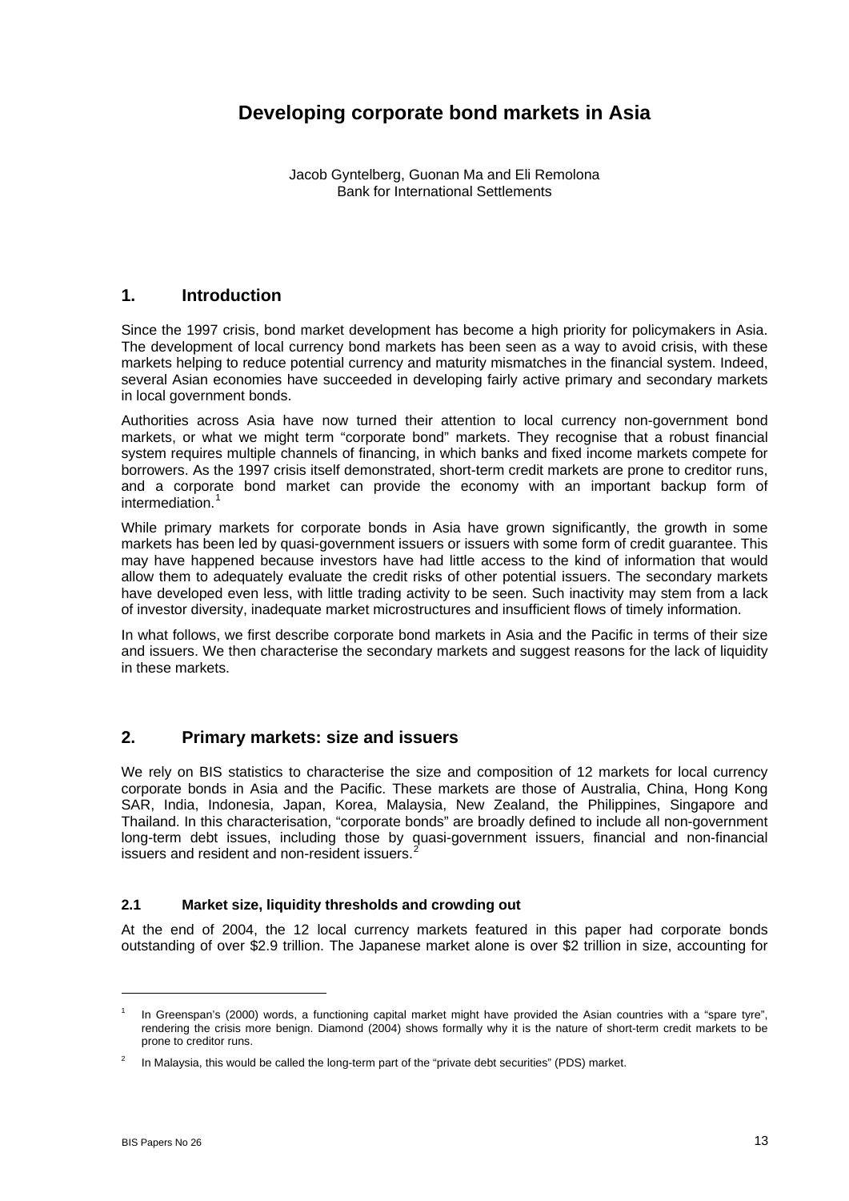# Developing corporate bond markets in Asia

Jacob Gyntelberg, Guonan Ma and Eli Remolona
Bank for International Settlements

## 1. Introduction

Since the 1997 crisis, bond market development has become a high priority for policymakers in Asia. The development of local currency bond markets has been seen as a way to avoid crisis, with these markets helping to reduce potential currency and maturity mismatches in the financial system. Indeed, several Asian economies have succeeded in developing fairly active primary and secondary markets in local government bonds.

Authorities across Asia have now turned their attention to local currency non-government bond markets, or what we might term "corporate bond" markets. They recognise that a robust financial system requires multiple channels of financing, in which banks and fixed income markets compete for borrowers. As the 1997 crisis itself demonstrated, short-term credit markets are prone to creditor runs, and a corporate bond market can provide the economy with an important backup form of intermediation.[1]

While primary markets for corporate bonds in Asia have grown significantly, the growth in some markets has been led by quasi-government issuers or issuers with some form of credit guarantee. This may have happened because investors have had little access to the kind of information that would allow them to adequately evaluate the credit risks of other potential issuers. The secondary markets have developed even less, with little trading activity to be seen. Such inactivity may stem from a lack of investor diversity, inadequate market microstructures and insufficient flows of timely information.

In what follows, we first describe corporate bond markets in Asia and the Pacific in terms of their size and issuers. We then characterise the secondary markets and suggest reasons for the lack of liquidity in these markets.

## 2. Primary markets: size and issuers

We rely on BIS statistics to characterise the size and composition of 12 markets for local currency corporate bonds in Asia and the Pacific. These markets are those of Australia, China, Hong Kong SAR, India, Indonesia, Japan, Korea, Malaysia, New Zealand, the Philippines, Singapore and Thailand. In this characterisation, "corporate bonds" are broadly defined to include all non-government long-term debt issues, including those by quasi-government issuers, financial and non-financial issuers and resident and non-resident issuers.[2]

### 2.1 Market size, liquidity thresholds and crowding out

At the end of 2004, the 12 local currency markets featured in this paper had corporate bonds outstanding of over $2.9 trillion. The Japanese market alone is over $2 trillion in size, accounting for

[1] In Greenspan's (2000) words, a functioning capital market might have provided the Asian countries with a "spare tyre", rendering the crisis more benign. Diamond (2004) shows formally why it is the nature of short-term credit markets to be prone to creditor runs.

[2] In Malaysia, this would be called the long-term part of the "private debt securities" (PDS) market.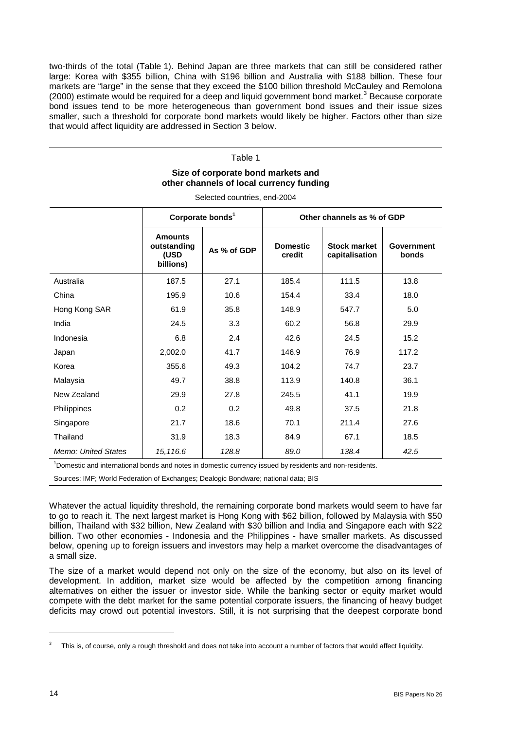two-thirds of the total (Table 1). Behind Japan are three markets that can still be considered rather large: Korea with $355 billion, China with $196 billion and Australia with $188 billion. These four markets are "large" in the sense that they exceed the $100 billion threshold McCauley and Remolona (2000) estimate would be required for a deep and liquid government bond market.[3] Because corporate bond issues tend to be more heterogeneous than government bond issues and their issue sizes smaller, such a threshold for corporate bond markets would likely be higher. Factors other than size that would affect liquidity are addressed in Section 3 below.

Table 1

**Size of corporate bond markets and other channels of local currency funding**

Selected countries, end-2004

| | Corporate bonds[1] | | Other channels as % of GDP | | |
|---|---|---|---|---|---|
| | **Amounts outstanding (USD billions)** | **As % of GDP** | **Domestic credit** | **Stock market capitalisation** | **Government bonds** |
| Australia | 187.5 | 27.1 | 185.4 | 111.5 | 13.8 |
| China | 195.9 | 10.6 | 154.4 | 33.4 | 18.0 |
| Hong Kong SAR | 61.9 | 35.8 | 148.9 | 547.7 | 5.0 |
| India | 24.5 | 3.3 | 60.2 | 56.8 | 29.9 |
| Indonesia | 6.8 | 2.4 | 42.6 | 24.5 | 15.2 |
| Japan | 2,002.0 | 41.7 | 146.9 | 76.9 | 117.2 |
| Korea | 355.6 | 49.3 | 104.2 | 74.7 | 23.7 |
| Malaysia | 49.7 | 38.8 | 113.9 | 140.8 | 36.1 |
| New Zealand | 29.9 | 27.8 | 245.5 | 41.1 | 19.9 |
| Philippines | 0.2 | 0.2 | 49.8 | 37.5 | 21.8 |
| Singapore | 21.7 | 18.6 | 70.1 | 211.4 | 27.6 |
| Thailand | 31.9 | 18.3 | 84.9 | 67.1 | 18.5 |
| *Memo: United States* | *15,116.6* | *128.8* | *89.0* | *138.4* | *42.5* |

[1]Domestic and international bonds and notes in domestic currency issued by residents and non-residents.

Sources: IMF; World Federation of Exchanges; Dealogic Bondware; national data; BIS

Whatever the actual liquidity threshold, the remaining corporate bond markets would seem to have far to go to reach it. The next largest market is Hong Kong with $62 billion, followed by Malaysia with $50 billion, Thailand with $32 billion, New Zealand with $30 billion and India and Singapore each with $22 billion. Two other economies - Indonesia and the Philippines - have smaller markets. As discussed below, opening up to foreign issuers and investors may help a market overcome the disadvantages of a small size.

The size of a market would depend not only on the size of the economy, but also on its level of development. In addition, market size would be affected by the competition among financing alternatives on either the issuer or investor side. While the banking sector or equity market would compete with the debt market for the same potential corporate issuers, the financing of heavy budget deficits may crowd out potential investors. Still, it is not surprising that the deepest corporate bond

[3] This is, of course, only a rough threshold and does not take into account a number of factors that would affect liquidity.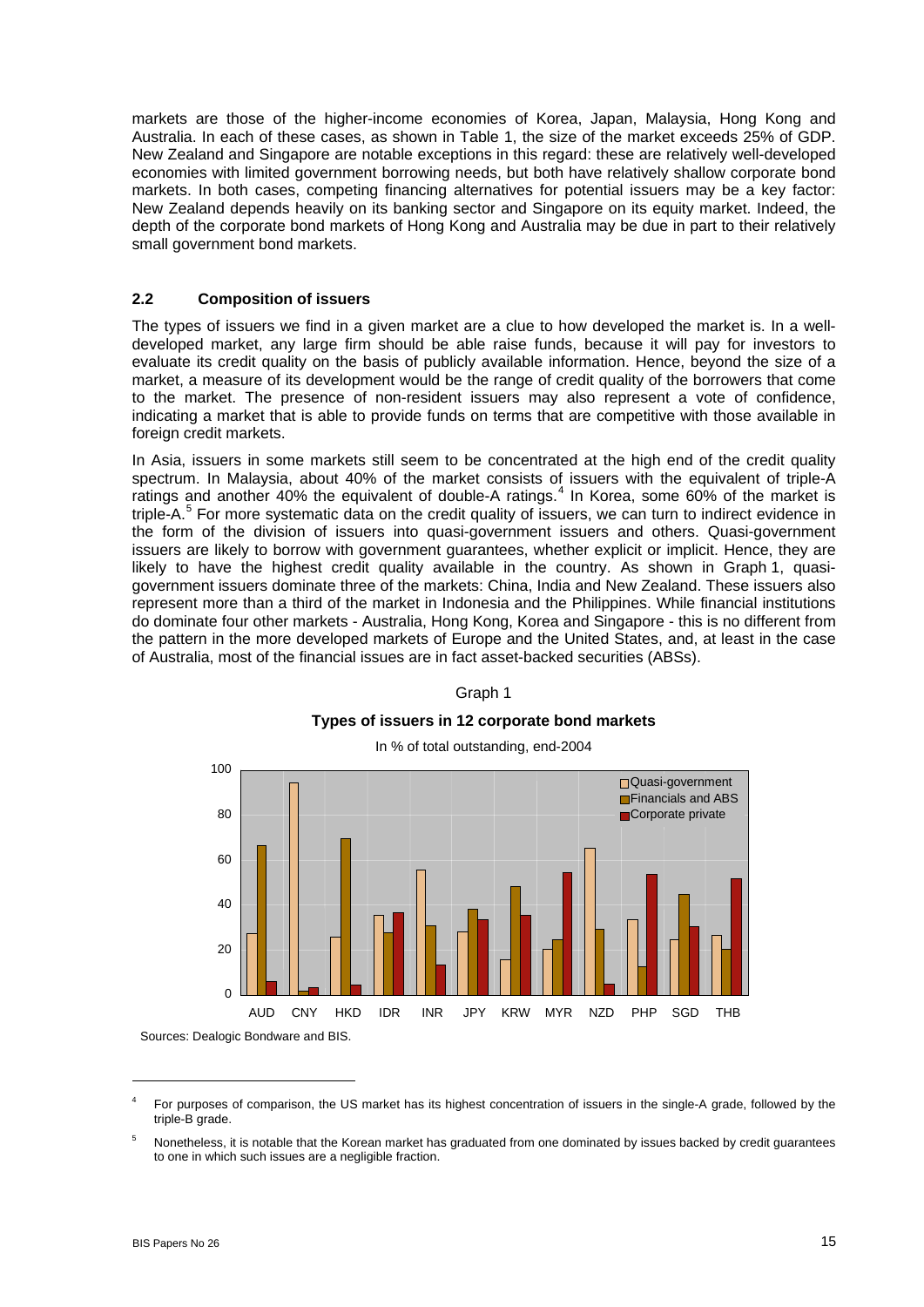markets are those of the higher-income economies of Korea, Japan, Malaysia, Hong Kong and Australia. In each of these cases, as shown in Table 1, the size of the market exceeds 25% of GDP. New Zealand and Singapore are notable exceptions in this regard: these are relatively well-developed economies with limited government borrowing needs, but both have relatively shallow corporate bond markets. In both cases, competing financing alternatives for potential issuers may be a key factor: New Zealand depends heavily on its banking sector and Singapore on its equity market. Indeed, the depth of the corporate bond markets of Hong Kong and Australia may be due in part to their relatively small government bond markets.

### 2.2 Composition of issuers

The types of issuers we find in a given market are a clue to how developed the market is. In a well-developed market, any large firm should be able raise funds, because it will pay for investors to evaluate its credit quality on the basis of publicly available information. Hence, beyond the size of a market, a measure of its development would be the range of credit quality of the borrowers that come to the market. The presence of non-resident issuers may also represent a vote of confidence, indicating a market that is able to provide funds on terms that are competitive with those available in foreign credit markets.

In Asia, issuers in some markets still seem to be concentrated at the high end of the credit quality spectrum. In Malaysia, about 40% of the market consists of issuers with the equivalent of triple-A ratings and another 40% the equivalent of double-A ratings.[4] In Korea, some 60% of the market is triple-A.[5] For more systematic data on the credit quality of issuers, we can turn to indirect evidence in the form of the division of issuers into quasi-government issuers and others. Quasi-government issuers are likely to borrow with government guarantees, whether explicit or implicit. Hence, they are likely to have the highest credit quality available in the country. As shown in Graph 1, quasi-government issuers dominate three of the markets: China, India and New Zealand. These issuers also represent more than a third of the market in Indonesia and the Philippines. While financial institutions do dominate four other markets - Australia, Hong Kong, Korea and Singapore - this is no different from the pattern in the more developed markets of Europe and the United States, and, at least in the case of Australia, most of the financial issues are in fact asset-backed securities (ABSs).

Graph 1

**Types of issuers in 12 corporate bond markets**

In % of total outstanding, end-2004

| | AUD | CNY | HKD | IDR | INR | JPY | KRW | MYR | NZD | PHP | SGD | THB |
|---|---|---|---|---|---|---|---|---|---|---|---|---|
| Quasi-government | 27 | 94 | 26 | 35 | 55 | 28 | 16 | 20 | 65 | 33 | 25 | 26 |
| Financials and ABS | 66 | 2 | 69 | 27 | 31 | 38 | 48 | 25 | 29 | 13 | 45 | 20 |
| Corporate private | 6 | 3 | 4 | 36 | 13 | 33 | 35 | 54 | 5 | 53 | 30 | 51 |

Sources: Dealogic Bondware and BIS.

---

[4] For purposes of comparison, the US market has its highest concentration of issuers in the single-A grade, followed by the triple-B grade.

[5] Nonetheless, it is notable that the Korean market has graduated from one dominated by issues backed by credit guarantees to one in which such issues are a negligible fraction.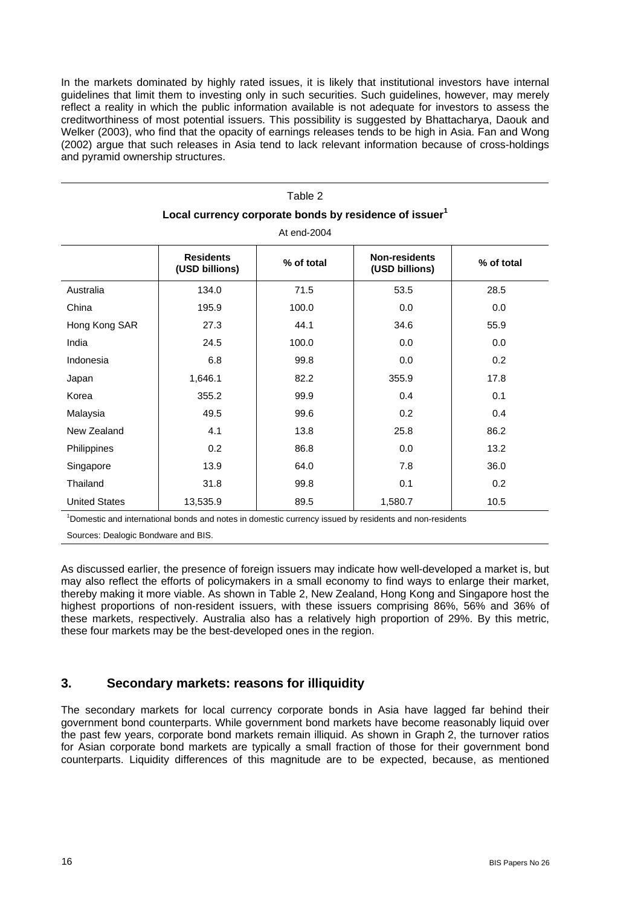In the markets dominated by highly rated issues, it is likely that institutional investors have internal guidelines that limit them to investing only in such securities. Such guidelines, however, may merely reflect a reality in which the public information available is not adequate for investors to assess the creditworthiness of most potential issuers. This possibility is suggested by Bhattacharya, Daouk and Welker (2003), who find that the opacity of earnings releases tends to be high in Asia. Fan and Wong (2002) argue that such releases in Asia tend to lack relevant information because of cross-holdings and pyramid ownership structures.

Table 2

**Local currency corporate bonds by residence of issuer[1]**

At end-2004

| | Residents (USD billions) | % of total | Non-residents (USD billions) | % of total |
|---|---|---|---|---|
| Australia | 134.0 | 71.5 | 53.5 | 28.5 |
| China | 195.9 | 100.0 | 0.0 | 0.0 |
| Hong Kong SAR | 27.3 | 44.1 | 34.6 | 55.9 |
| India | 24.5 | 100.0 | 0.0 | 0.0 |
| Indonesia | 6.8 | 99.8 | 0.0 | 0.2 |
| Japan | 1,646.1 | 82.2 | 355.9 | 17.8 |
| Korea | 355.2 | 99.9 | 0.4 | 0.1 |
| Malaysia | 49.5 | 99.6 | 0.2 | 0.4 |
| New Zealand | 4.1 | 13.8 | 25.8 | 86.2 |
| Philippines | 0.2 | 86.8 | 0.0 | 13.2 |
| Singapore | 13.9 | 64.0 | 7.8 | 36.0 |
| Thailand | 31.8 | 99.8 | 0.1 | 0.2 |
| United States | 13,535.9 | 89.5 | 1,580.7 | 10.5 |

[1] Domestic and international bonds and notes in domestic currency issued by residents and non-residents

Sources: Dealogic Bondware and BIS.

As discussed earlier, the presence of foreign issuers may indicate how well-developed a market is, but may also reflect the efforts of policymakers in a small economy to find ways to enlarge their market, thereby making it more viable. As shown in Table 2, New Zealand, Hong Kong and Singapore host the highest proportions of non-resident issuers, with these issuers comprising 86%, 56% and 36% of these markets, respectively. Australia also has a relatively high proportion of 29%. By this metric, these four markets may be the best-developed ones in the region.

## 3. Secondary markets: reasons for illiquidity

The secondary markets for local currency corporate bonds in Asia have lagged far behind their government bond counterparts. While government bond markets have become reasonably liquid over the past few years, corporate bond markets remain illiquid. As shown in Graph 2, the turnover ratios for Asian corporate bond markets are typically a small fraction of those for their government bond counterparts. Liquidity differences of this magnitude are to be expected, because, as mentioned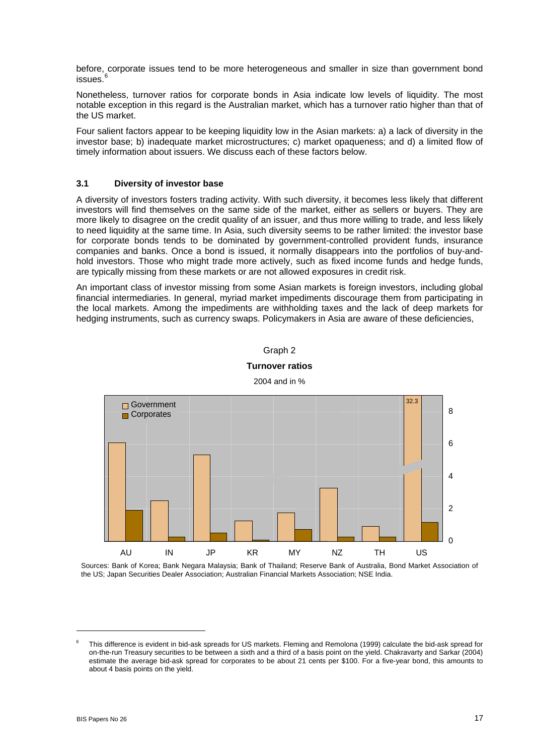before, corporate issues tend to be more heterogeneous and smaller in size than government bond issues.[6]

Nonetheless, turnover ratios for corporate bonds in Asia indicate low levels of liquidity. The most notable exception in this regard is the Australian market, which has a turnover ratio higher than that of the US market.

Four salient factors appear to be keeping liquidity low in the Asian markets: a) a lack of diversity in the investor base; b) inadequate market microstructures; c) market opaqueness; and d) a limited flow of timely information about issuers. We discuss each of these factors below.

### 3.1 Diversity of investor base

A diversity of investors fosters trading activity. With such diversity, it becomes less likely that different investors will find themselves on the same side of the market, either as sellers or buyers. They are more likely to disagree on the credit quality of an issuer, and thus more willing to trade, and less likely to need liquidity at the same time. In Asia, such diversity seems to be rather limited: the investor base for corporate bonds tends to be dominated by government-controlled provident funds, insurance companies and banks. Once a bond is issued, it normally disappears into the portfolios of buy-and-hold investors. Those who might trade more actively, such as fixed income funds and hedge funds, are typically missing from these markets or are not allowed exposures in credit risk.

An important class of investor missing from some Asian markets is foreign investors, including global financial intermediaries. In general, myriad market impediments discourage them from participating in the local markets. Among the impediments are withholding taxes and the lack of deep markets for hedging instruments, such as currency swaps. Policymakers in Asia are aware of these deficiencies,

Graph 2

**Turnover ratios**

2004 and in %

Government
Corporates

32.3

8
6
4
2
0

AU IN JP KR MY NZ TH US

Sources: Bank of Korea; Bank Negara Malaysia; Bank of Thailand; Reserve Bank of Australia, Bond Market Association of the US; Japan Securities Dealer Association; Australian Financial Markets Association; NSE India.

---

[6] This difference is evident in bid-ask spreads for US markets. Fleming and Remolona (1999) calculate the bid-ask spread for on-the-run Treasury securities to be between a sixth and a third of a basis point on the yield. Chakravarty and Sarkar (2004) estimate the average bid-ask spread for corporates to be about 21 cents per $100. For a five-year bond, this amounts to about 4 basis points on the yield.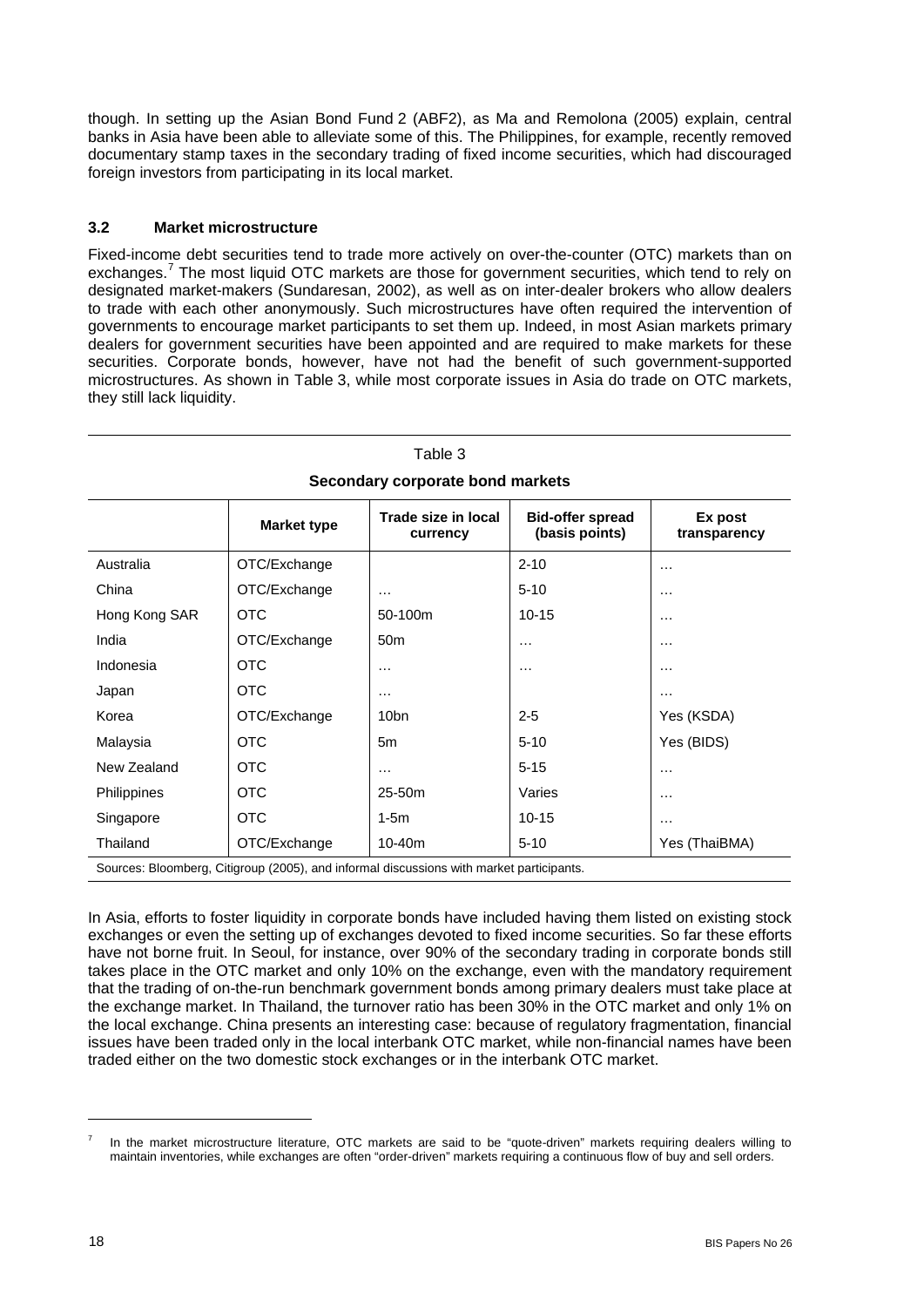though. In setting up the Asian Bond Fund 2 (ABF2), as Ma and Remolona (2005) explain, central banks in Asia have been able to alleviate some of this. The Philippines, for example, recently removed documentary stamp taxes in the secondary trading of fixed income securities, which had discouraged foreign investors from participating in its local market.

### 3.2 Market microstructure

Fixed-income debt securities tend to trade more actively on over-the-counter (OTC) markets than on exchanges.[7] The most liquid OTC markets are those for government securities, which tend to rely on designated market-makers (Sundaresan, 2002), as well as on inter-dealer brokers who allow dealers to trade with each other anonymously. Such microstructures have often required the intervention of governments to encourage market participants to set them up. Indeed, in most Asian markets primary dealers for government securities have been appointed and are required to make markets for these securities. Corporate bonds, however, have not had the benefit of such government-supported microstructures. As shown in Table 3, while most corporate issues in Asia do trade on OTC markets, they still lack liquidity.

Table 3

**Secondary corporate bond markets**

| | Market type | Trade size in local currency | Bid-offer spread (basis points) | Ex post transparency |
|---|---|---|---|---|
| Australia | OTC/Exchange | | 2-10 | … |
| China | OTC/Exchange | … | 5-10 | … |
| Hong Kong SAR | OTC | 50-100m | 10-15 | … |
| India | OTC/Exchange | 50m | … | … |
| Indonesia | OTC | … | … | … |
| Japan | OTC | … | | … |
| Korea | OTC/Exchange | 10bn | 2-5 | Yes (KSDA) |
| Malaysia | OTC | 5m | 5-10 | Yes (BIDS) |
| New Zealand | OTC | … | 5-15 | … |
| Philippines | OTC | 25-50m | Varies | … |
| Singapore | OTC | 1-5m | 10-15 | … |
| Thailand | OTC/Exchange | 10-40m | 5-10 | Yes (ThaiBMA) |

Sources: Bloomberg, Citigroup (2005), and informal discussions with market participants.

In Asia, efforts to foster liquidity in corporate bonds have included having them listed on existing stock exchanges or even the setting up of exchanges devoted to fixed income securities. So far these efforts have not borne fruit. In Seoul, for instance, over 90% of the secondary trading in corporate bonds still takes place in the OTC market and only 10% on the exchange, even with the mandatory requirement that the trading of on-the-run benchmark government bonds among primary dealers must take place at the exchange market. In Thailand, the turnover ratio has been 30% in the OTC market and only 1% on the local exchange. China presents an interesting case: because of regulatory fragmentation, financial issues have been traded only in the local interbank OTC market, while non-financial names have been traded either on the two domestic stock exchanges or in the interbank OTC market.

[7] In the market microstructure literature, OTC markets are said to be "quote-driven" markets requiring dealers willing to maintain inventories, while exchanges are often "order-driven" markets requiring a continuous flow of buy and sell orders.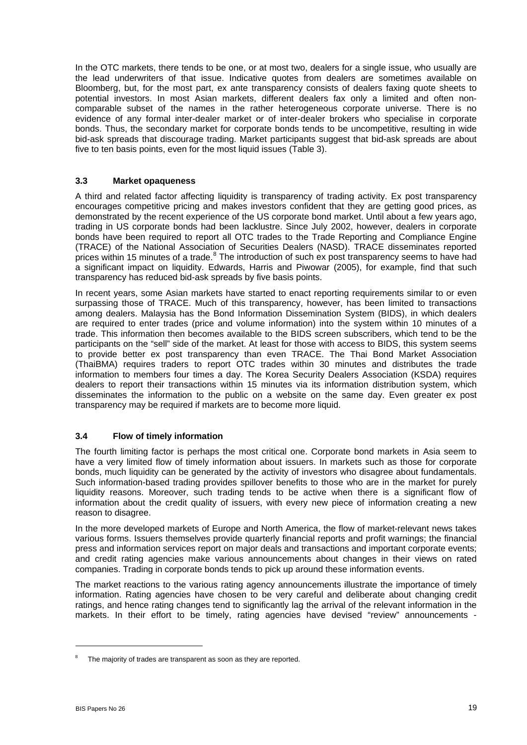In the OTC markets, there tends to be one, or at most two, dealers for a single issue, who usually are the lead underwriters of that issue. Indicative quotes from dealers are sometimes available on Bloomberg, but, for the most part, ex ante transparency consists of dealers faxing quote sheets to potential investors. In most Asian markets, different dealers fax only a limited and often non-comparable subset of the names in the rather heterogeneous corporate universe. There is no evidence of any formal inter-dealer market or of inter-dealer brokers who specialise in corporate bonds. Thus, the secondary market for corporate bonds tends to be uncompetitive, resulting in wide bid-ask spreads that discourage trading. Market participants suggest that bid-ask spreads are about five to ten basis points, even for the most liquid issues (Table 3).

### 3.3 Market opaqueness

A third and related factor affecting liquidity is transparency of trading activity. Ex post transparency encourages competitive pricing and makes investors confident that they are getting good prices, as demonstrated by the recent experience of the US corporate bond market. Until about a few years ago, trading in US corporate bonds had been lacklustre. Since July 2002, however, dealers in corporate bonds have been required to report all OTC trades to the Trade Reporting and Compliance Engine (TRACE) of the National Association of Securities Dealers (NASD). TRACE disseminates reported prices within 15 minutes of a trade.[8] The introduction of such ex post transparency seems to have had a significant impact on liquidity. Edwards, Harris and Piwowar (2005), for example, find that such transparency has reduced bid-ask spreads by five basis points.

In recent years, some Asian markets have started to enact reporting requirements similar to or even surpassing those of TRACE. Much of this transparency, however, has been limited to transactions among dealers. Malaysia has the Bond Information Dissemination System (BIDS), in which dealers are required to enter trades (price and volume information) into the system within 10 minutes of a trade. This information then becomes available to the BIDS screen subscribers, which tend to be the participants on the "sell" side of the market. At least for those with access to BIDS, this system seems to provide better ex post transparency than even TRACE. The Thai Bond Market Association (ThaiBMA) requires traders to report OTC trades within 30 minutes and distributes the trade information to members four times a day. The Korea Security Dealers Association (KSDA) requires dealers to report their transactions within 15 minutes via its information distribution system, which disseminates the information to the public on a website on the same day. Even greater ex post transparency may be required if markets are to become more liquid.

### 3.4 Flow of timely information

The fourth limiting factor is perhaps the most critical one. Corporate bond markets in Asia seem to have a very limited flow of timely information about issuers. In markets such as those for corporate bonds, much liquidity can be generated by the activity of investors who disagree about fundamentals. Such information-based trading provides spillover benefits to those who are in the market for purely liquidity reasons. Moreover, such trading tends to be active when there is a significant flow of information about the credit quality of issuers, with every new piece of information creating a new reason to disagree.

In the more developed markets of Europe and North America, the flow of market-relevant news takes various forms. Issuers themselves provide quarterly financial reports and profit warnings; the financial press and information services report on major deals and transactions and important corporate events; and credit rating agencies make various announcements about changes in their views on rated companies. Trading in corporate bonds tends to pick up around these information events.

The market reactions to the various rating agency announcements illustrate the importance of timely information. Rating agencies have chosen to be very careful and deliberate about changing credit ratings, and hence rating changes tend to significantly lag the arrival of the relevant information in the markets. In their effort to be timely, rating agencies have devised "review" announcements -

---

[8] The majority of trades are transparent as soon as they are reported.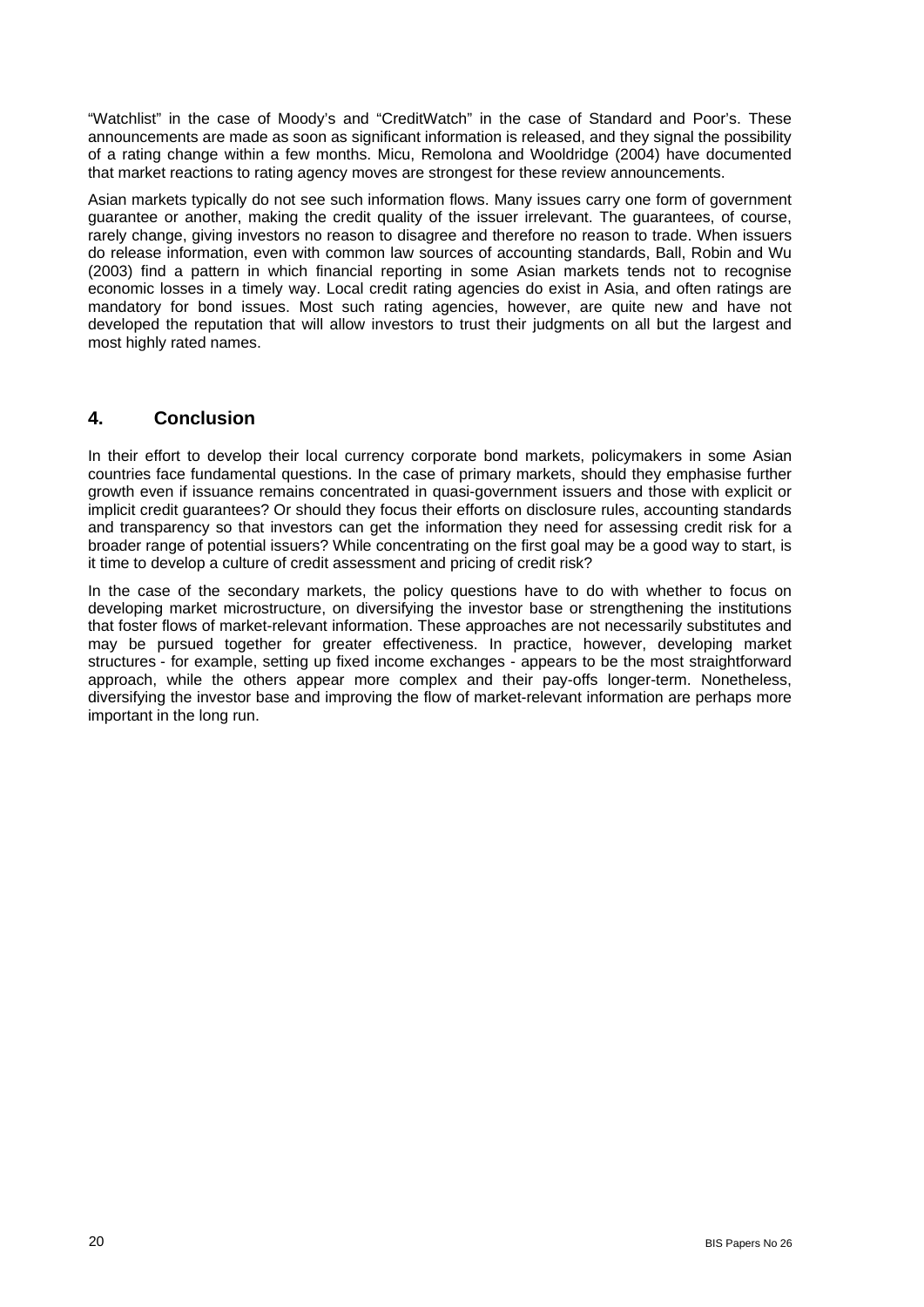"Watchlist" in the case of Moody's and "CreditWatch" in the case of Standard and Poor's. These announcements are made as soon as significant information is released, and they signal the possibility of a rating change within a few months. Micu, Remolona and Wooldridge (2004) have documented that market reactions to rating agency moves are strongest for these review announcements.

Asian markets typically do not see such information flows. Many issues carry one form of government guarantee or another, making the credit quality of the issuer irrelevant. The guarantees, of course, rarely change, giving investors no reason to disagree and therefore no reason to trade. When issuers do release information, even with common law sources of accounting standards, Ball, Robin and Wu (2003) find a pattern in which financial reporting in some Asian markets tends not to recognise economic losses in a timely way. Local credit rating agencies do exist in Asia, and often ratings are mandatory for bond issues. Most such rating agencies, however, are quite new and have not developed the reputation that will allow investors to trust their judgments on all but the largest and most highly rated names.

## 4. Conclusion

In their effort to develop their local currency corporate bond markets, policymakers in some Asian countries face fundamental questions. In the case of primary markets, should they emphasise further growth even if issuance remains concentrated in quasi-government issuers and those with explicit or implicit credit guarantees? Or should they focus their efforts on disclosure rules, accounting standards and transparency so that investors can get the information they need for assessing credit risk for a broader range of potential issuers? While concentrating on the first goal may be a good way to start, is it time to develop a culture of credit assessment and pricing of credit risk?

In the case of the secondary markets, the policy questions have to do with whether to focus on developing market microstructure, on diversifying the investor base or strengthening the institutions that foster flows of market-relevant information. These approaches are not necessarily substitutes and may be pursued together for greater effectiveness. In practice, however, developing market structures - for example, setting up fixed income exchanges - appears to be the most straightforward approach, while the others appear more complex and their pay-offs longer-term. Nonetheless, diversifying the investor base and improving the flow of market-relevant information are perhaps more important in the long run.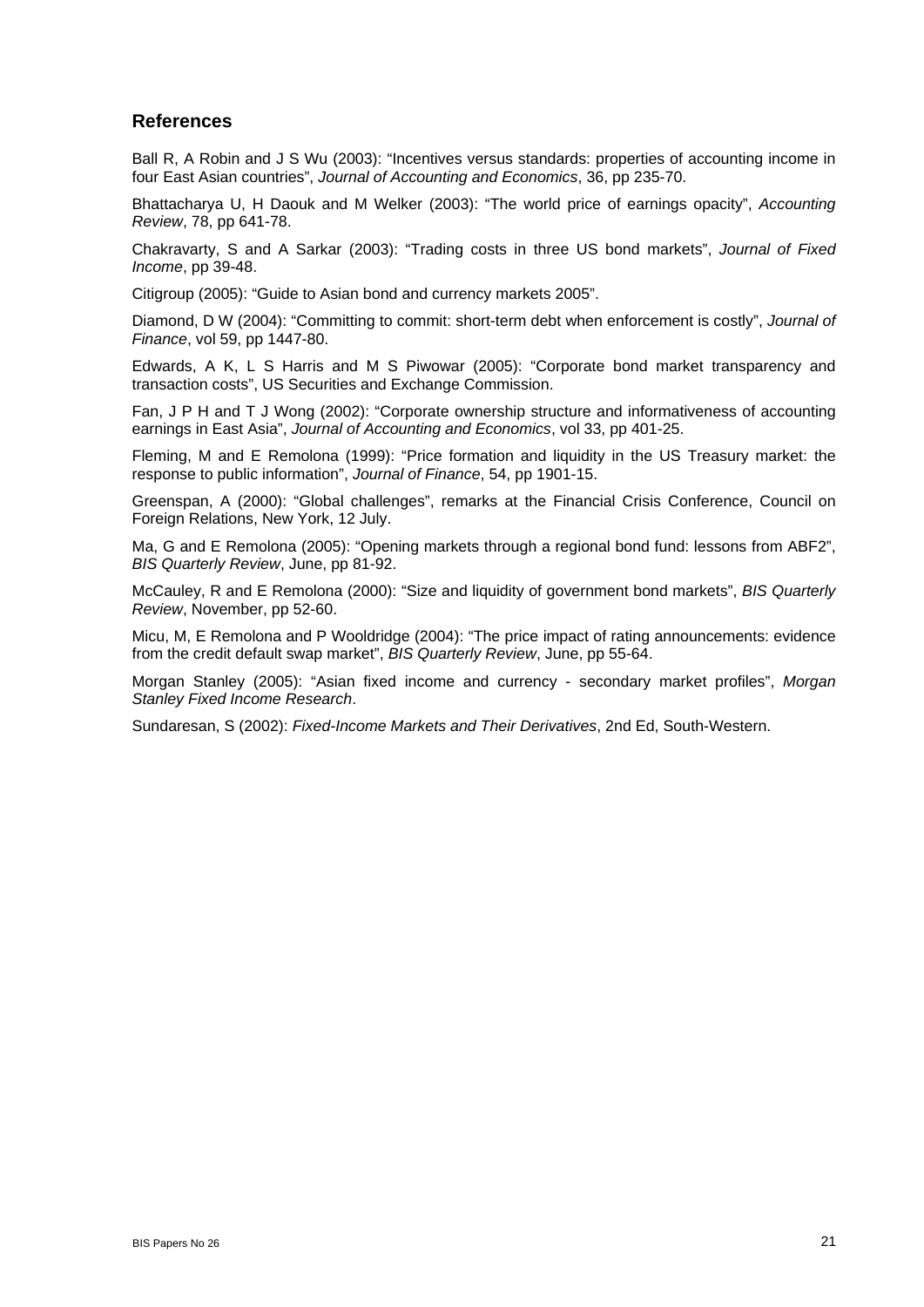## References

Ball R, A Robin and J S Wu (2003): "Incentives versus standards: properties of accounting income in four East Asian countries", *Journal of Accounting and Economics*, 36, pp 235-70.

Bhattacharya U, H Daouk and M Welker (2003): "The world price of earnings opacity", *Accounting Review*, 78, pp 641-78.

Chakravarty, S and A Sarkar (2003): "Trading costs in three US bond markets", *Journal of Fixed Income*, pp 39-48.

Citigroup (2005): "Guide to Asian bond and currency markets 2005".

Diamond, D W (2004): "Committing to commit: short-term debt when enforcement is costly", *Journal of Finance*, vol 59, pp 1447-80.

Edwards, A K, L S Harris and M S Piwowar (2005): "Corporate bond market transparency and transaction costs", US Securities and Exchange Commission.

Fan, J P H and T J Wong (2002): "Corporate ownership structure and informativeness of accounting earnings in East Asia", *Journal of Accounting and Economics*, vol 33, pp 401-25.

Fleming, M and E Remolona (1999): "Price formation and liquidity in the US Treasury market: the response to public information", *Journal of Finance*, 54, pp 1901-15.

Greenspan, A (2000): "Global challenges", remarks at the Financial Crisis Conference, Council on Foreign Relations, New York, 12 July.

Ma, G and E Remolona (2005): "Opening markets through a regional bond fund: lessons from ABF2", *BIS Quarterly Review*, June, pp 81-92.

McCauley, R and E Remolona (2000): "Size and liquidity of government bond markets", *BIS Quarterly Review*, November, pp 52-60.

Micu, M, E Remolona and P Wooldridge (2004): "The price impact of rating announcements: evidence from the credit default swap market", *BIS Quarterly Review*, June, pp 55-64.

Morgan Stanley (2005): "Asian fixed income and currency - secondary market profiles", *Morgan Stanley Fixed Income Research*.

Sundaresan, S (2002): *Fixed-Income Markets and Their Derivatives*, 2nd Ed, South-Western.